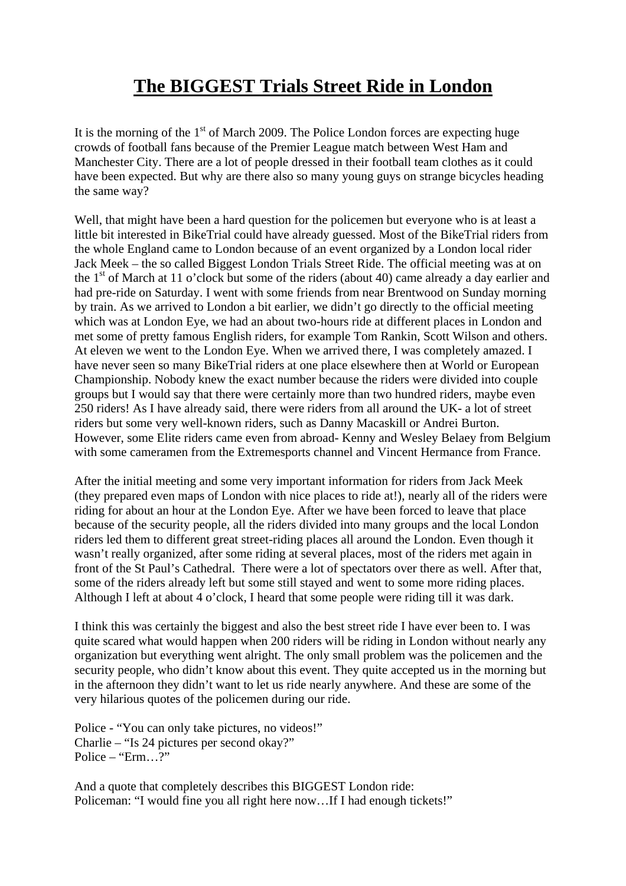# The BIGGEST Trials Street Ride in London

It is the morning of the 1st of March 2009. The Police London forces are expecting huge crowds of football fans because of the Premier League match between West Ham and Manchester City. There are a lot of people dressed in their football team clothes as it could have been expected. But why are there also so many young guys on strange bicycles heading the same way?

Well, that might have been a hard question for the policemen but everyone who is at least a little bit interested in BikeTrial could have already guessed. Most of the BikeTrial riders from the whole England came to London because of an event organized by a London local rider Jack Meek – the so called Biggest London Trials Street Ride. The official meeting was at on the 1st of March at 11 o'clock but some of the riders (about 40) came already a day earlier and had pre-ride on Saturday. I went with some friends from near Brentwood on Sunday morning by train. As we arrived to London a bit earlier, we didn't go directly to the official meeting which was at London Eye, we had an about two-hours ride at different places in London and met some of pretty famous English riders, for example Tom Rankin, Scott Wilson and others. At eleven we went to the London Eye. When we arrived there, I was completely amazed. I have never seen so many BikeTrial riders at one place elsewhere then at World or European Championship. Nobody knew the exact number because the riders were divided into couple groups but I would say that there were certainly more than two hundred riders, maybe even 250 riders! As I have already said, there were riders from all around the UK- a lot of street riders but some very well-known riders, such as Danny Macaskill or Andrei Burton. However, some Elite riders came even from abroad- Kenny and Wesley Belaey from Belgium with some cameramen from the Extremesports channel and Vincent Hermance from France.

After the initial meeting and some very important information for riders from Jack Meek (they prepared even maps of London with nice places to ride at!), nearly all of the riders were riding for about an hour at the London Eye. After we have been forced to leave that place because of the security people, all the riders divided into many groups and the local London riders led them to different great street-riding places all around the London. Even though it wasn't really organized, after some riding at several places, most of the riders met again in front of the St Paul's Cathedral. There were a lot of spectators over there as well. After that, some of the riders already left but some still stayed and went to some more riding places. Although I left at about 4 o'clock, I heard that some people were riding till it was dark.

I think this was certainly the biggest and also the best street ride I have ever been to. I was quite scared what would happen when 200 riders will be riding in London without nearly any organization but everything went alright. The only small problem was the policemen and the security people, who didn't know about this event. They quite accepted us in the morning but in the afternoon they didn't want to let us ride nearly anywhere. And these are some of the very hilarious quotes of the policemen during our ride.

Police - "You can only take pictures, no videos!"
Charlie – "Is 24 pictures per second okay?"
Police – "Erm…?"

And a quote that completely describes this BIGGEST London ride:
Policeman: "I would fine you all right here now…If I had enough tickets!"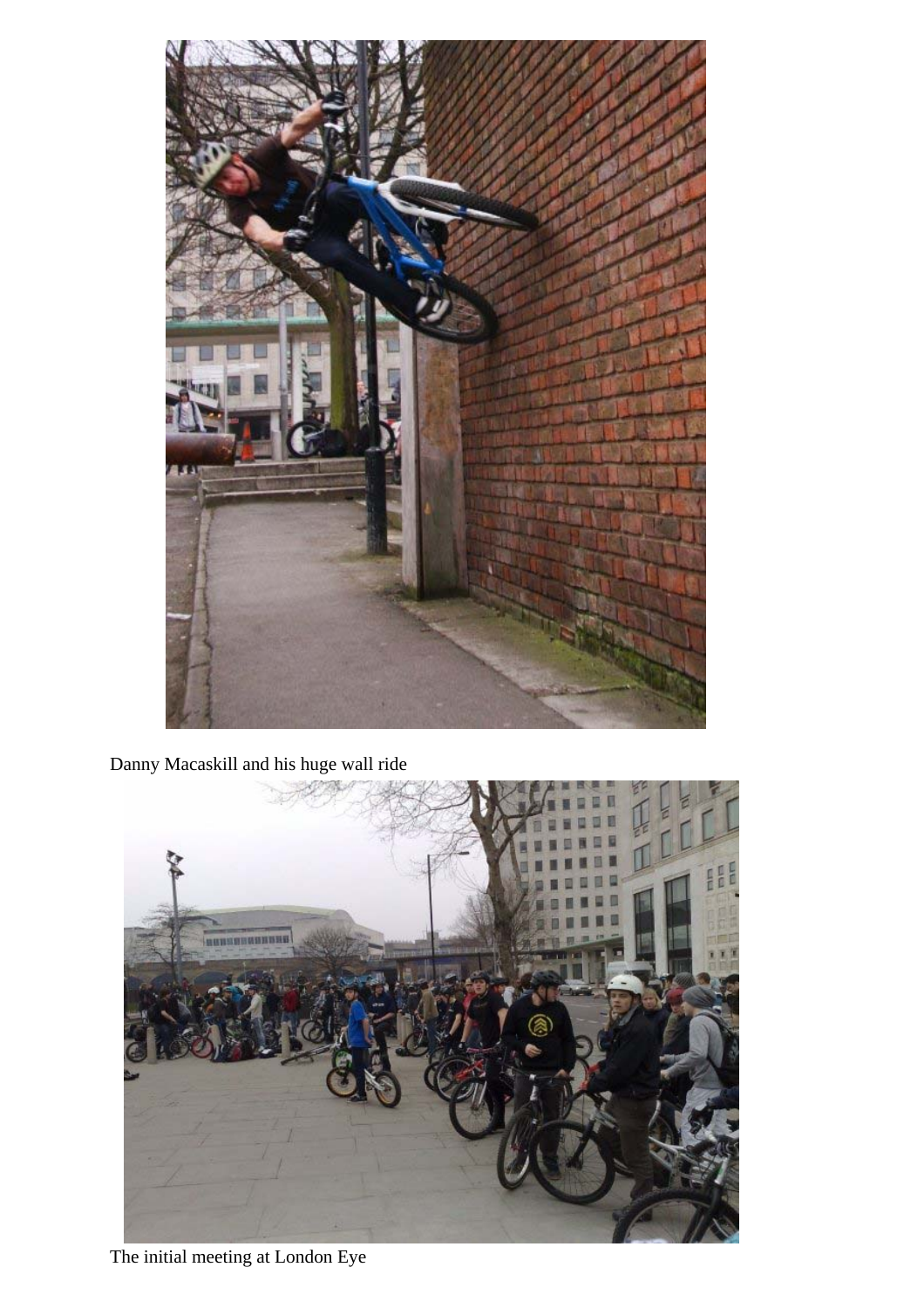Danny Macaskill and his huge wall ride

The initial meeting at London Eye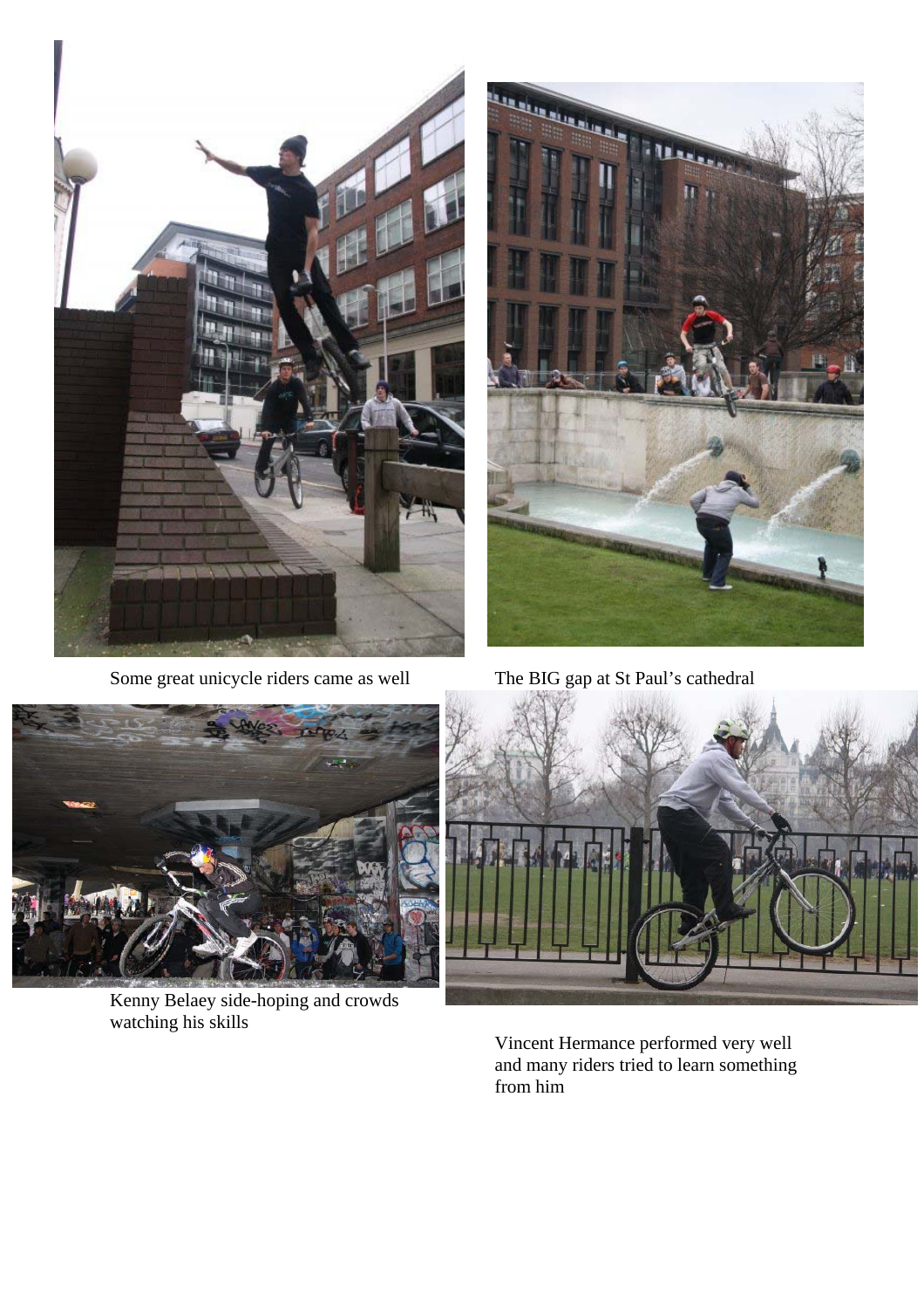Some great unicycle riders came as well

The BIG gap at St Paul's cathedral

Kenny Belaey side-hoping and crowds watching his skills

Vincent Hermance performed very well and many riders tried to learn something from him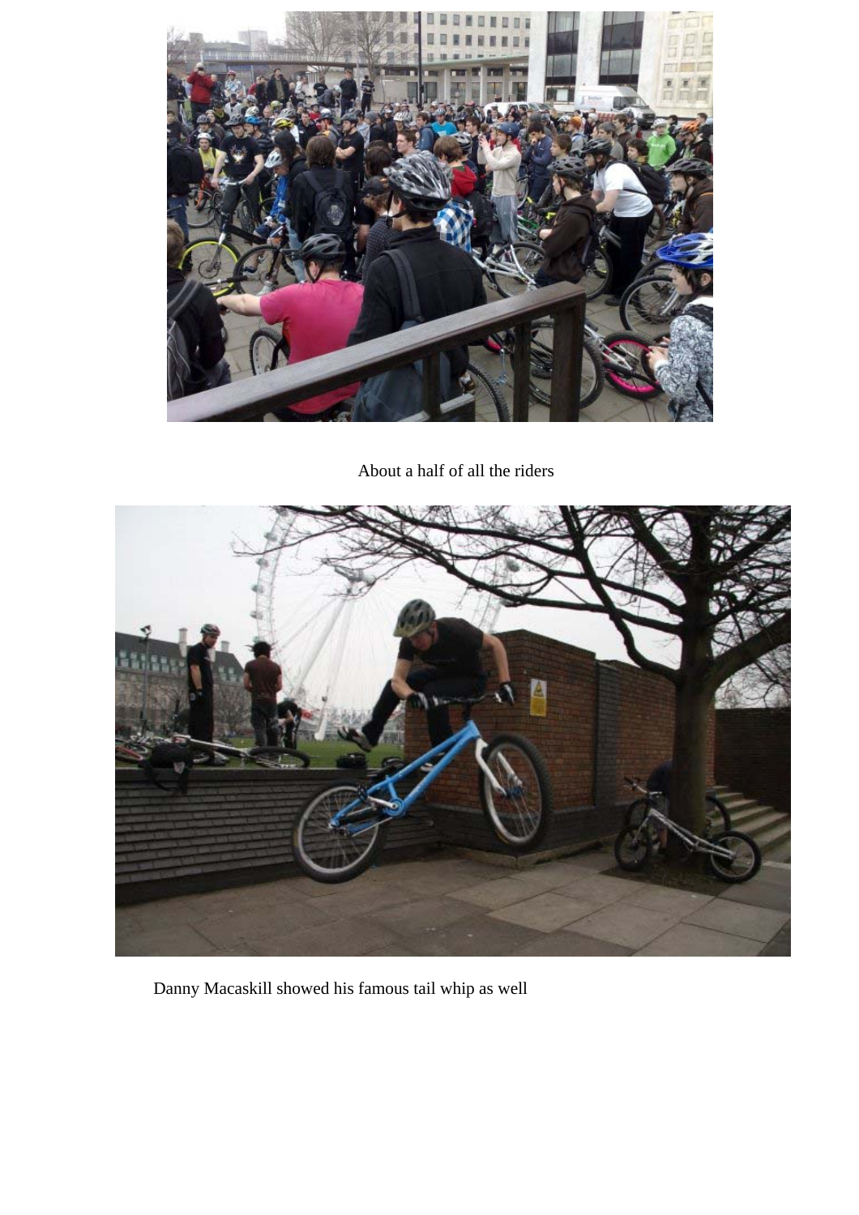About a half of all the riders

Danny Macaskill showed his famous tail whip as well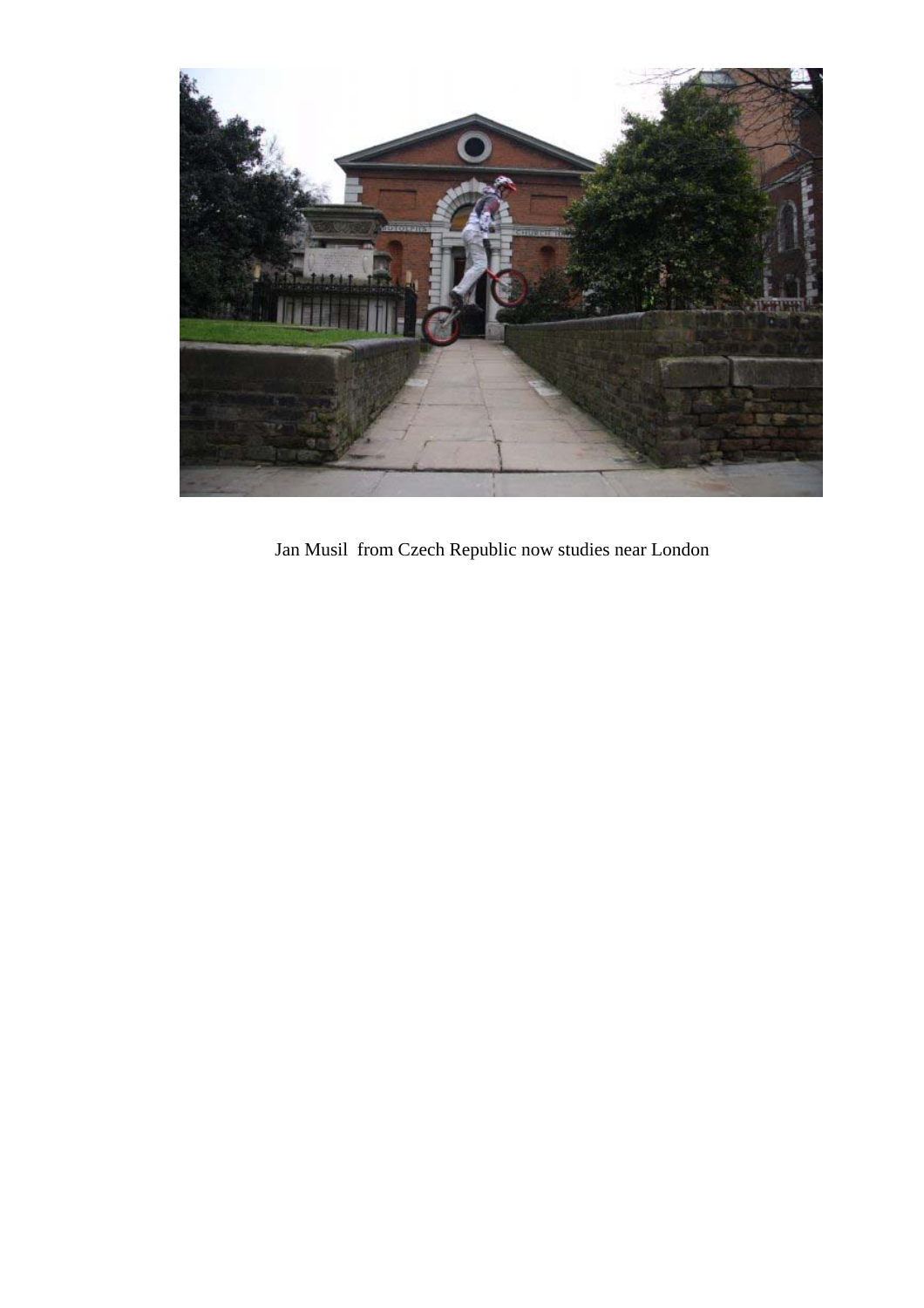Jan Musil  from Czech Republic now studies near London